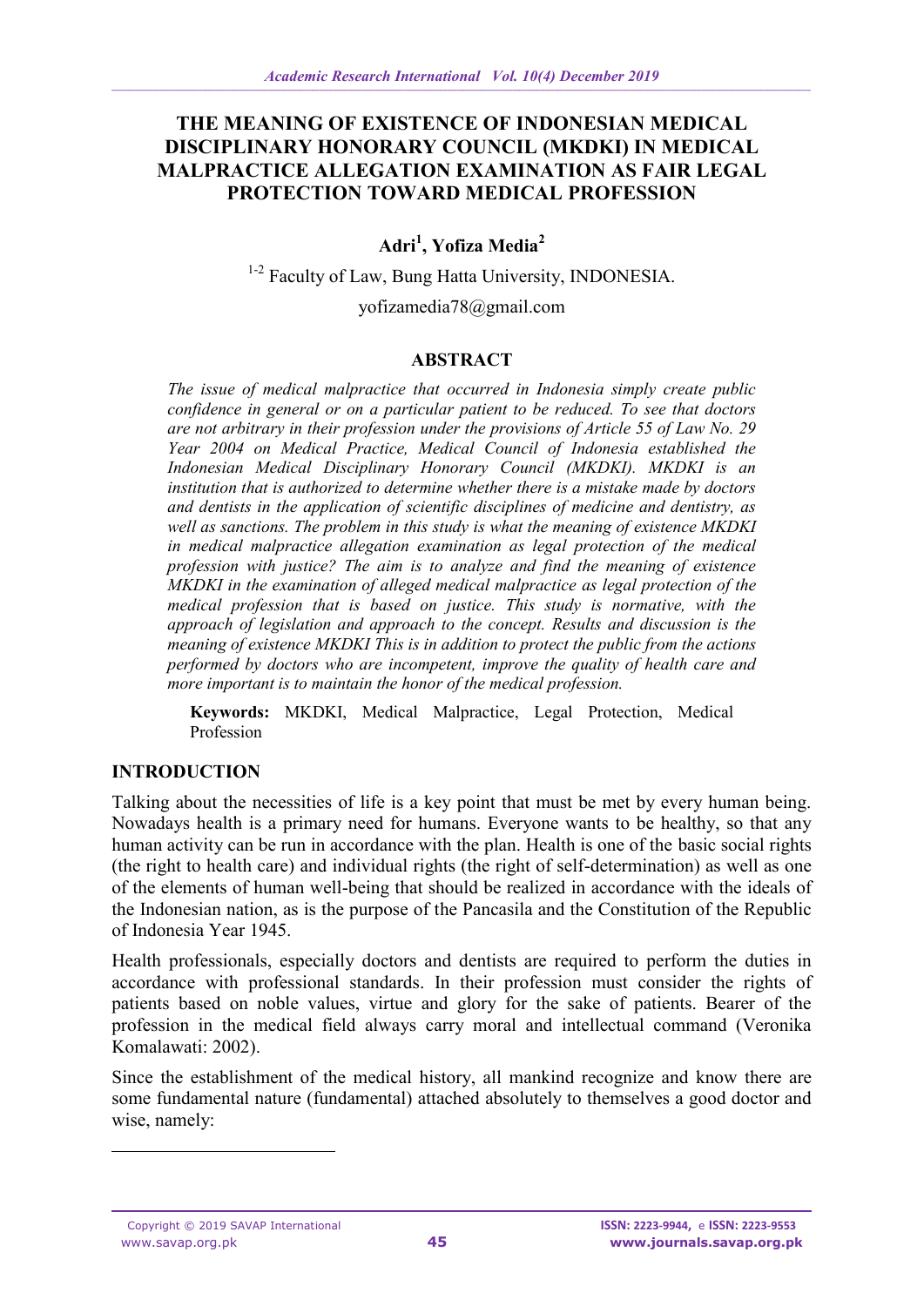# THE MEANING OF EXISTENCE OF INDONESIAN MEDICAL DISCIPLINARY HONORARY COUNCIL (MKDKI) IN MEDICAL MALPRACTICE ALLEGATION EXAMINATION AS FAIR LEGAL PROTECTION TOWARD MEDICAL PROFESSION

**Adri[1], Yofiza Media[2]**

[1-2] Faculty of Law, Bung Hatta University, INDONESIA.

yofizamedia78@gmail.com

## ABSTRACT

*The issue of medical malpractice that occurred in Indonesia simply create public confidence in general or on a particular patient to be reduced. To see that doctors are not arbitrary in their profession under the provisions of Article 55 of Law No. 29 Year 2004 on Medical Practice, Medical Council of Indonesia established the Indonesian Medical Disciplinary Honorary Council (MKDKI). MKDKI is an institution that is authorized to determine whether there is a mistake made by doctors and dentists in the application of scientific disciplines of medicine and dentistry, as well as sanctions. The problem in this study is what the meaning of existence MKDKI in medical malpractice allegation examination as legal protection of the medical profession with justice? The aim is to analyze and find the meaning of existence MKDKI in the examination of alleged medical malpractice as legal protection of the medical profession that is based on justice. This study is normative, with the approach of legislation and approach to the concept. Results and discussion is the meaning of existence MKDKI This is in addition to protect the public from the actions performed by doctors who are incompetent, improve the quality of health care and more important is to maintain the honor of the medical profession.*

**Keywords:** MKDKI, Medical Malpractice, Legal Protection, Medical Profession

## INTRODUCTION

Talking about the necessities of life is a key point that must be met by every human being. Nowadays health is a primary need for humans. Everyone wants to be healthy, so that any human activity can be run in accordance with the plan. Health is one of the basic social rights (the right to health care) and individual rights (the right of self-determination) as well as one of the elements of human well-being that should be realized in accordance with the ideals of the Indonesian nation, as is the purpose of the Pancasila and the Constitution of the Republic of Indonesia Year 1945.

Health professionals, especially doctors and dentists are required to perform the duties in accordance with professional standards. In their profession must consider the rights of patients based on noble values, virtue and glory for the sake of patients. Bearer of the profession in the medical field always carry moral and intellectual command (Veronika Komalawati: 2002).

Since the establishment of the medical history, all mankind recognize and know there are some fundamental nature (fundamental) attached absolutely to themselves a good doctor and wise, namely: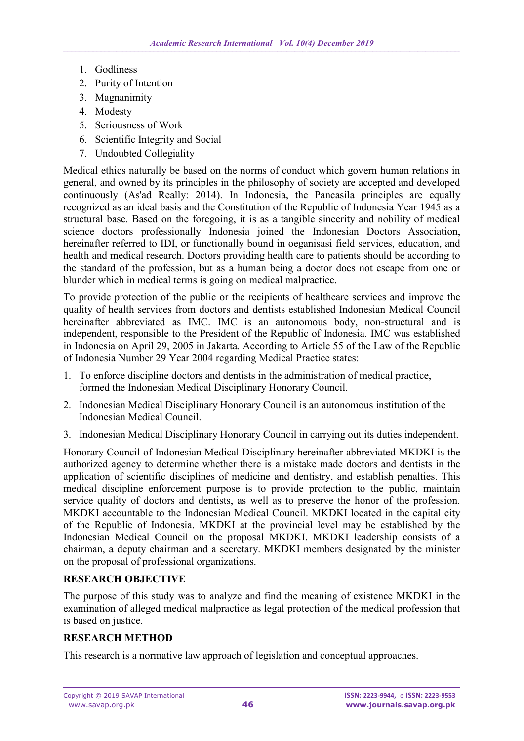1. Godliness
2. Purity of Intention
3. Magnanimity
4. Modesty
5. Seriousness of Work
6. Scientific Integrity and Social
7. Undoubted Collegiality

Medical ethics naturally be based on the norms of conduct which govern human relations in general, and owned by its principles in the philosophy of society are accepted and developed continuously (As'ad Really: 2014). In Indonesia, the Pancasila principles are equally recognized as an ideal basis and the Constitution of the Republic of Indonesia Year 1945 as a structural base. Based on the foregoing, it is as a tangible sincerity and nobility of medical science doctors professionally Indonesia joined the Indonesian Doctors Association, hereinafter referred to IDI, or functionally bound in oeganisasi field services, education, and health and medical research. Doctors providing health care to patients should be according to the standard of the profession, but as a human being a doctor does not escape from one or blunder which in medical terms is going on medical malpractice.

To provide protection of the public or the recipients of healthcare services and improve the quality of health services from doctors and dentists established Indonesian Medical Council hereinafter abbreviated as IMC. IMC is an autonomous body, non-structural and is independent, responsible to the President of the Republic of Indonesia. IMC was established in Indonesia on April 29, 2005 in Jakarta. According to Article 55 of the Law of the Republic of Indonesia Number 29 Year 2004 regarding Medical Practice states:

1. To enforce discipline doctors and dentists in the administration of medical practice, formed the Indonesian Medical Disciplinary Honorary Council.
2. Indonesian Medical Disciplinary Honorary Council is an autonomous institution of the Indonesian Medical Council.
3. Indonesian Medical Disciplinary Honorary Council in carrying out its duties independent.

Honorary Council of Indonesian Medical Disciplinary hereinafter abbreviated MKDKI is the authorized agency to determine whether there is a mistake made doctors and dentists in the application of scientific disciplines of medicine and dentistry, and establish penalties. This medical discipline enforcement purpose is to provide protection to the public, maintain service quality of doctors and dentists, as well as to preserve the honor of the profession. MKDKI accountable to the Indonesian Medical Council. MKDKI located in the capital city of the Republic of Indonesia. MKDKI at the provincial level may be established by the Indonesian Medical Council on the proposal MKDKI. MKDKI leadership consists of a chairman, a deputy chairman and a secretary. MKDKI members designated by the minister on the proposal of professional organizations.

## RESEARCH OBJECTIVE

The purpose of this study was to analyze and find the meaning of existence MKDKI in the examination of alleged medical malpractice as legal protection of the medical profession that is based on justice.

## RESEARCH METHOD

This research is a normative law approach of legislation and conceptual approaches.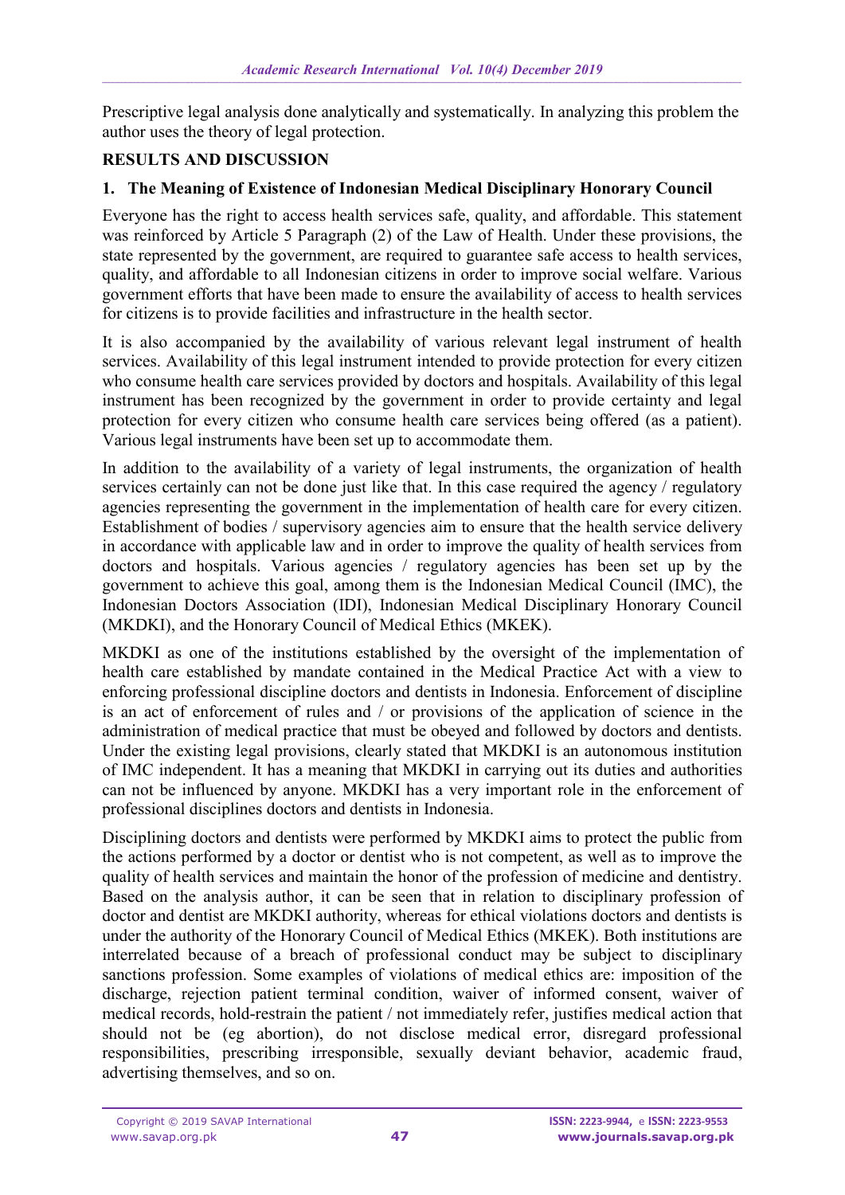Prescriptive legal analysis done analytically and systematically. In analyzing this problem the author uses the theory of legal protection.

## RESULTS AND DISCUSSION

### 1. The Meaning of Existence of Indonesian Medical Disciplinary Honorary Council

Everyone has the right to access health services safe, quality, and affordable. This statement was reinforced by Article 5 Paragraph (2) of the Law of Health. Under these provisions, the state represented by the government, are required to guarantee safe access to health services, quality, and affordable to all Indonesian citizens in order to improve social welfare. Various government efforts that have been made to ensure the availability of access to health services for citizens is to provide facilities and infrastructure in the health sector.

It is also accompanied by the availability of various relevant legal instrument of health services. Availability of this legal instrument intended to provide protection for every citizen who consume health care services provided by doctors and hospitals. Availability of this legal instrument has been recognized by the government in order to provide certainty and legal protection for every citizen who consume health care services being offered (as a patient). Various legal instruments have been set up to accommodate them.

In addition to the availability of a variety of legal instruments, the organization of health services certainly can not be done just like that. In this case required the agency / regulatory agencies representing the government in the implementation of health care for every citizen. Establishment of bodies / supervisory agencies aim to ensure that the health service delivery in accordance with applicable law and in order to improve the quality of health services from doctors and hospitals. Various agencies / regulatory agencies has been set up by the government to achieve this goal, among them is the Indonesian Medical Council (IMC), the Indonesian Doctors Association (IDI), Indonesian Medical Disciplinary Honorary Council (MKDKI), and the Honorary Council of Medical Ethics (MKEK).

MKDKI as one of the institutions established by the oversight of the implementation of health care established by mandate contained in the Medical Practice Act with a view to enforcing professional discipline doctors and dentists in Indonesia. Enforcement of discipline is an act of enforcement of rules and / or provisions of the application of science in the administration of medical practice that must be obeyed and followed by doctors and dentists. Under the existing legal provisions, clearly stated that MKDKI is an autonomous institution of IMC independent. It has a meaning that MKDKI in carrying out its duties and authorities can not be influenced by anyone. MKDKI has a very important role in the enforcement of professional disciplines doctors and dentists in Indonesia.

Disciplining doctors and dentists were performed by MKDKI aims to protect the public from the actions performed by a doctor or dentist who is not competent, as well as to improve the quality of health services and maintain the honor of the profession of medicine and dentistry. Based on the analysis author, it can be seen that in relation to disciplinary profession of doctor and dentist are MKDKI authority, whereas for ethical violations doctors and dentists is under the authority of the Honorary Council of Medical Ethics (MKEK). Both institutions are interrelated because of a breach of professional conduct may be subject to disciplinary sanctions profession. Some examples of violations of medical ethics are: imposition of the discharge, rejection patient terminal condition, waiver of informed consent, waiver of medical records, hold-restrain the patient / not immediately refer, justifies medical action that should not be (eg abortion), do not disclose medical error, disregard professional responsibilities, prescribing irresponsible, sexually deviant behavior, academic fraud, advertising themselves, and so on.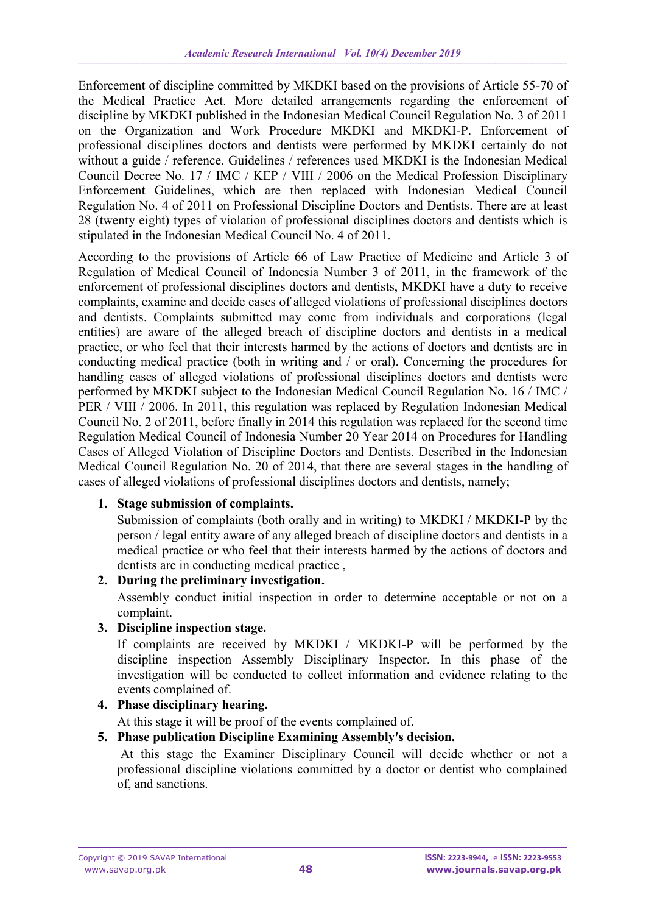Enforcement of discipline committed by MKDKI based on the provisions of Article 55-70 of the Medical Practice Act. More detailed arrangements regarding the enforcement of discipline by MKDKI published in the Indonesian Medical Council Regulation No. 3 of 2011 on the Organization and Work Procedure MKDKI and MKDKI-P. Enforcement of professional disciplines doctors and dentists were performed by MKDKI certainly do not without a guide / reference. Guidelines / references used MKDKI is the Indonesian Medical Council Decree No. 17 / IMC / KEP / VIII / 2006 on the Medical Profession Disciplinary Enforcement Guidelines, which are then replaced with Indonesian Medical Council Regulation No. 4 of 2011 on Professional Discipline Doctors and Dentists. There are at least 28 (twenty eight) types of violation of professional disciplines doctors and dentists which is stipulated in the Indonesian Medical Council No. 4 of 2011.

According to the provisions of Article 66 of Law Practice of Medicine and Article 3 of Regulation of Medical Council of Indonesia Number 3 of 2011, in the framework of the enforcement of professional disciplines doctors and dentists, MKDKI have a duty to receive complaints, examine and decide cases of alleged violations of professional disciplines doctors and dentists. Complaints submitted may come from individuals and corporations (legal entities) are aware of the alleged breach of discipline doctors and dentists in a medical practice, or who feel that their interests harmed by the actions of doctors and dentists are in conducting medical practice (both in writing and / or oral). Concerning the procedures for handling cases of alleged violations of professional disciplines doctors and dentists were performed by MKDKI subject to the Indonesian Medical Council Regulation No. 16 / IMC / PER / VIII / 2006. In 2011, this regulation was replaced by Regulation Indonesian Medical Council No. 2 of 2011, before finally in 2014 this regulation was replaced for the second time Regulation Medical Council of Indonesia Number 20 Year 2014 on Procedures for Handling Cases of Alleged Violation of Discipline Doctors and Dentists. Described in the Indonesian Medical Council Regulation No. 20 of 2014, that there are several stages in the handling of cases of alleged violations of professional disciplines doctors and dentists, namely;

1. **Stage submission of complaints.**
   Submission of complaints (both orally and in writing) to MKDKI / MKDKI-P by the person / legal entity aware of any alleged breach of discipline doctors and dentists in a medical practice or who feel that their interests harmed by the actions of doctors and dentists are in conducting medical practice ,
2. **During the preliminary investigation.**
   Assembly conduct initial inspection in order to determine acceptable or not on a complaint.
3. **Discipline inspection stage.**
   If complaints are received by MKDKI / MKDKI-P will be performed by the discipline inspection Assembly Disciplinary Inspector. In this phase of the investigation will be conducted to collect information and evidence relating to the events complained of.
4. **Phase disciplinary hearing.**
   At this stage it will be proof of the events complained of.
5. **Phase publication Discipline Examining Assembly's decision.**
   At this stage the Examiner Disciplinary Council will decide whether or not a professional discipline violations committed by a doctor or dentist who complained of, and sanctions.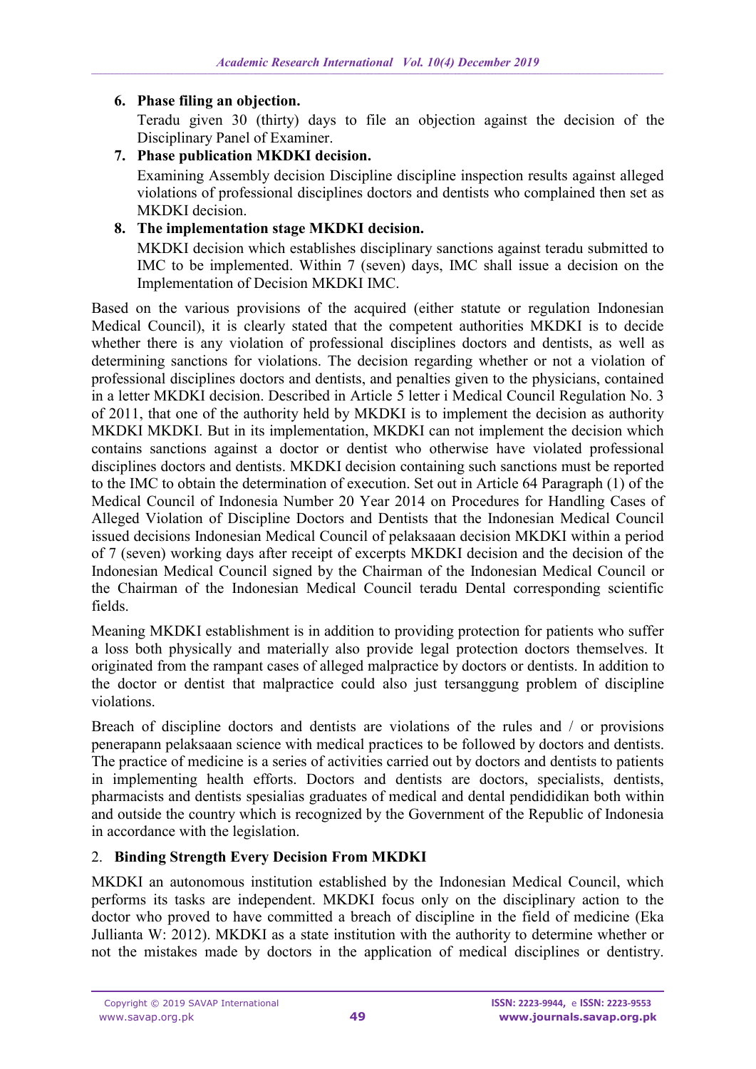6. **Phase filing an objection.**
   Teradu given 30 (thirty) days to file an objection against the decision of the Disciplinary Panel of Examiner.
7. **Phase publication MKDKI decision.**
   Examining Assembly decision Discipline discipline inspection results against alleged violations of professional disciplines doctors and dentists who complained then set as MKDKI decision.
8. **The implementation stage MKDKI decision.**
   MKDKI decision which establishes disciplinary sanctions against teradu submitted to IMC to be implemented. Within 7 (seven) days, IMC shall issue a decision on the Implementation of Decision MKDKI IMC.

Based on the various provisions of the acquired (either statute or regulation Indonesian Medical Council), it is clearly stated that the competent authorities MKDKI is to decide whether there is any violation of professional disciplines doctors and dentists, as well as determining sanctions for violations. The decision regarding whether or not a violation of professional disciplines doctors and dentists, and penalties given to the physicians, contained in a letter MKDKI decision. Described in Article 5 letter i Medical Council Regulation No. 3 of 2011, that one of the authority held by MKDKI is to implement the decision as authority MKDKI MKDKI. But in its implementation, MKDKI can not implement the decision which contains sanctions against a doctor or dentist who otherwise have violated professional disciplines doctors and dentists. MKDKI decision containing such sanctions must be reported to the IMC to obtain the determination of execution. Set out in Article 64 Paragraph (1) of the Medical Council of Indonesia Number 20 Year 2014 on Procedures for Handling Cases of Alleged Violation of Discipline Doctors and Dentists that the Indonesian Medical Council issued decisions Indonesian Medical Council of pelaksaaan decision MKDKI within a period of 7 (seven) working days after receipt of excerpts MKDKI decision and the decision of the Indonesian Medical Council signed by the Chairman of the Indonesian Medical Council or the Chairman of the Indonesian Medical Council teradu Dental corresponding scientific fields.

Meaning MKDKI establishment is in addition to providing protection for patients who suffer a loss both physically and materially also provide legal protection doctors themselves. It originated from the rampant cases of alleged malpractice by doctors or dentists. In addition to the doctor or dentist that malpractice could also just tersanggung problem of discipline violations.

Breach of discipline doctors and dentists are violations of the rules and / or provisions penerapann pelaksaaan science with medical practices to be followed by doctors and dentists. The practice of medicine is a series of activities carried out by doctors and dentists to patients in implementing health efforts. Doctors and dentists are doctors, specialists, dentists, pharmacists and dentists spesialias graduates of medical and dental pendididikan both within and outside the country which is recognized by the Government of the Republic of Indonesia in accordance with the legislation.

## 2. Binding Strength Every Decision From MKDKI

MKDKI an autonomous institution established by the Indonesian Medical Council, which performs its tasks are independent. MKDKI focus only on the disciplinary action to the doctor who proved to have committed a breach of discipline in the field of medicine (Eka Jullianta W: 2012). MKDKI as a state institution with the authority to determine whether or not the mistakes made by doctors in the application of medical disciplines or dentistry.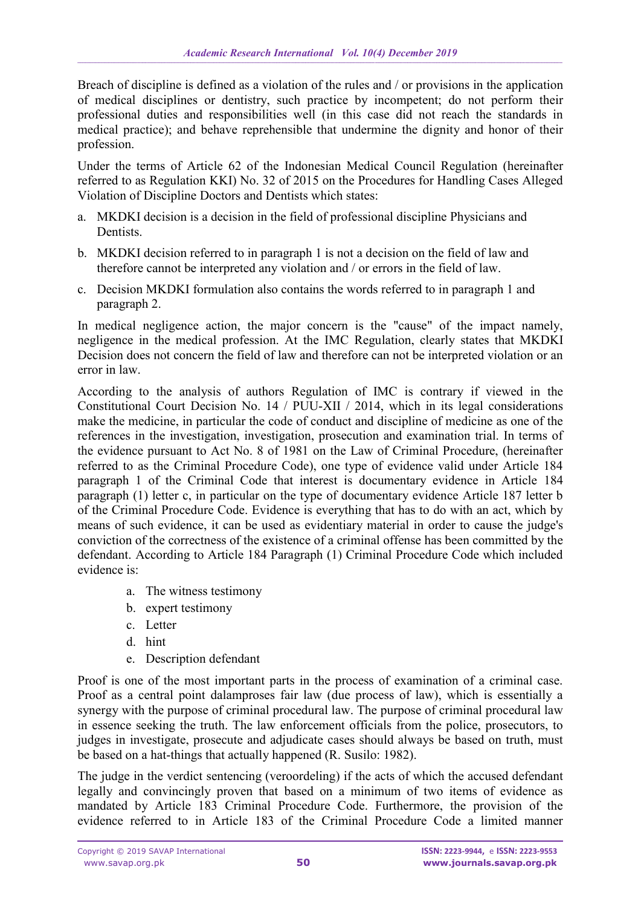Breach of discipline is defined as a violation of the rules and / or provisions in the application of medical disciplines or dentistry, such practice by incompetent; do not perform their professional duties and responsibilities well (in this case did not reach the standards in medical practice); and behave reprehensible that undermine the dignity and honor of their profession.

Under the terms of Article 62 of the Indonesian Medical Council Regulation (hereinafter referred to as Regulation KKI) No. 32 of 2015 on the Procedures for Handling Cases Alleged Violation of Discipline Doctors and Dentists which states:

a. MKDKI decision is a decision in the field of professional discipline Physicians and Dentists.
b. MKDKI decision referred to in paragraph 1 is not a decision on the field of law and therefore cannot be interpreted any violation and / or errors in the field of law.
c. Decision MKDKI formulation also contains the words referred to in paragraph 1 and paragraph 2.

In medical negligence action, the major concern is the "cause" of the impact namely, negligence in the medical profession. At the IMC Regulation, clearly states that MKDKI Decision does not concern the field of law and therefore can not be interpreted violation or an error in law.

According to the analysis of authors Regulation of IMC is contrary if viewed in the Constitutional Court Decision No. 14 / PUU-XII / 2014, which in its legal considerations make the medicine, in particular the code of conduct and discipline of medicine as one of the references in the investigation, investigation, prosecution and examination trial. In terms of the evidence pursuant to Act No. 8 of 1981 on the Law of Criminal Procedure, (hereinafter referred to as the Criminal Procedure Code), one type of evidence valid under Article 184 paragraph 1 of the Criminal Code that interest is documentary evidence in Article 184 paragraph (1) letter c, in particular on the type of documentary evidence Article 187 letter b of the Criminal Procedure Code. Evidence is everything that has to do with an act, which by means of such evidence, it can be used as evidentiary material in order to cause the judge's conviction of the correctness of the existence of a criminal offense has been committed by the defendant. According to Article 184 Paragraph (1) Criminal Procedure Code which included evidence is:

a. The witness testimony
b. expert testimony
c. Letter
d. hint
e. Description defendant

Proof is one of the most important parts in the process of examination of a criminal case. Proof as a central point dalamproses fair law (due process of law), which is essentially a synergy with the purpose of criminal procedural law. The purpose of criminal procedural law in essence seeking the truth. The law enforcement officials from the police, prosecutors, to judges in investigate, prosecute and adjudicate cases should always be based on truth, must be based on a hat-things that actually happened (R. Susilo: 1982).

The judge in the verdict sentencing (veroordeling) if the acts of which the accused defendant legally and convincingly proven that based on a minimum of two items of evidence as mandated by Article 183 Criminal Procedure Code. Furthermore, the provision of the evidence referred to in Article 183 of the Criminal Procedure Code a limited manner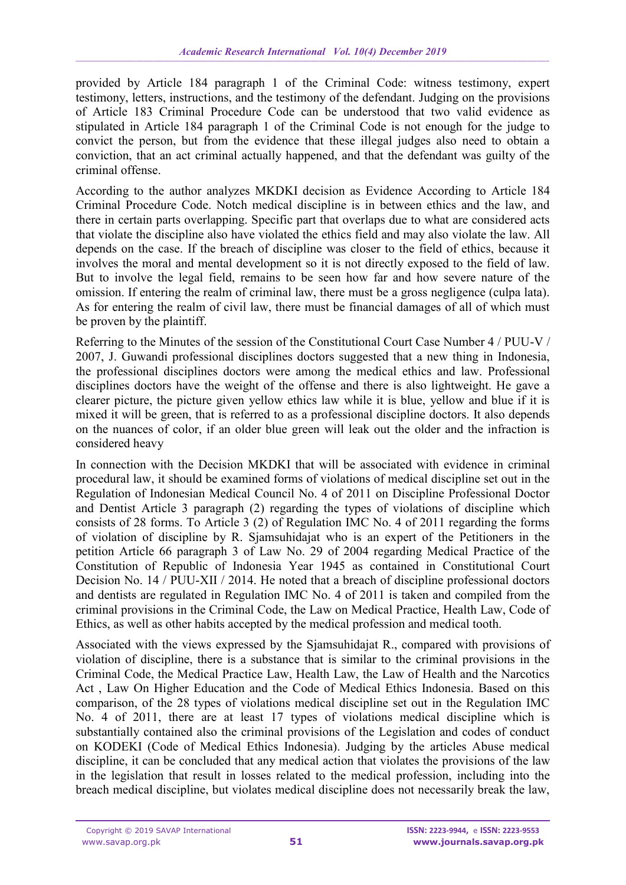provided by Article 184 paragraph 1 of the Criminal Code: witness testimony, expert testimony, letters, instructions, and the testimony of the defendant. Judging on the provisions of Article 183 Criminal Procedure Code can be understood that two valid evidence as stipulated in Article 184 paragraph 1 of the Criminal Code is not enough for the judge to convict the person, but from the evidence that these illegal judges also need to obtain a conviction, that an act criminal actually happened, and that the defendant was guilty of the criminal offense.

According to the author analyzes MKDKI decision as Evidence According to Article 184 Criminal Procedure Code. Notch medical discipline is in between ethics and the law, and there in certain parts overlapping. Specific part that overlaps due to what are considered acts that violate the discipline also have violated the ethics field and may also violate the law. All depends on the case. If the breach of discipline was closer to the field of ethics, because it involves the moral and mental development so it is not directly exposed to the field of law. But to involve the legal field, remains to be seen how far and how severe nature of the omission. If entering the realm of criminal law, there must be a gross negligence (culpa lata). As for entering the realm of civil law, there must be financial damages of all of which must be proven by the plaintiff.

Referring to the Minutes of the session of the Constitutional Court Case Number 4 / PUU-V / 2007, J. Guwandi professional disciplines doctors suggested that a new thing in Indonesia, the professional disciplines doctors were among the medical ethics and law. Professional disciplines doctors have the weight of the offense and there is also lightweight. He gave a clearer picture, the picture given yellow ethics law while it is blue, yellow and blue if it is mixed it will be green, that is referred to as a professional discipline doctors. It also depends on the nuances of color, if an older blue green will leak out the older and the infraction is considered heavy

In connection with the Decision MKDKI that will be associated with evidence in criminal procedural law, it should be examined forms of violations of medical discipline set out in the Regulation of Indonesian Medical Council No. 4 of 2011 on Discipline Professional Doctor and Dentist Article 3 paragraph (2) regarding the types of violations of discipline which consists of 28 forms. To Article 3 (2) of Regulation IMC No. 4 of 2011 regarding the forms of violation of discipline by R. Sjamsuhidajat who is an expert of the Petitioners in the petition Article 66 paragraph 3 of Law No. 29 of 2004 regarding Medical Practice of the Constitution of Republic of Indonesia Year 1945 as contained in Constitutional Court Decision No. 14 / PUU-XII / 2014. He noted that a breach of discipline professional doctors and dentists are regulated in Regulation IMC No. 4 of 2011 is taken and compiled from the criminal provisions in the Criminal Code, the Law on Medical Practice, Health Law, Code of Ethics, as well as other habits accepted by the medical profession and medical tooth.

Associated with the views expressed by the Sjamsuhidajat R., compared with provisions of violation of discipline, there is a substance that is similar to the criminal provisions in the Criminal Code, the Medical Practice Law, Health Law, the Law of Health and the Narcotics Act , Law On Higher Education and the Code of Medical Ethics Indonesia. Based on this comparison, of the 28 types of violations medical discipline set out in the Regulation IMC No. 4 of 2011, there are at least 17 types of violations medical discipline which is substantially contained also the criminal provisions of the Legislation and codes of conduct on KODEKI (Code of Medical Ethics Indonesia). Judging by the articles Abuse medical discipline, it can be concluded that any medical action that violates the provisions of the law in the legislation that result in losses related to the medical profession, including into the breach medical discipline, but violates medical discipline does not necessarily break the law,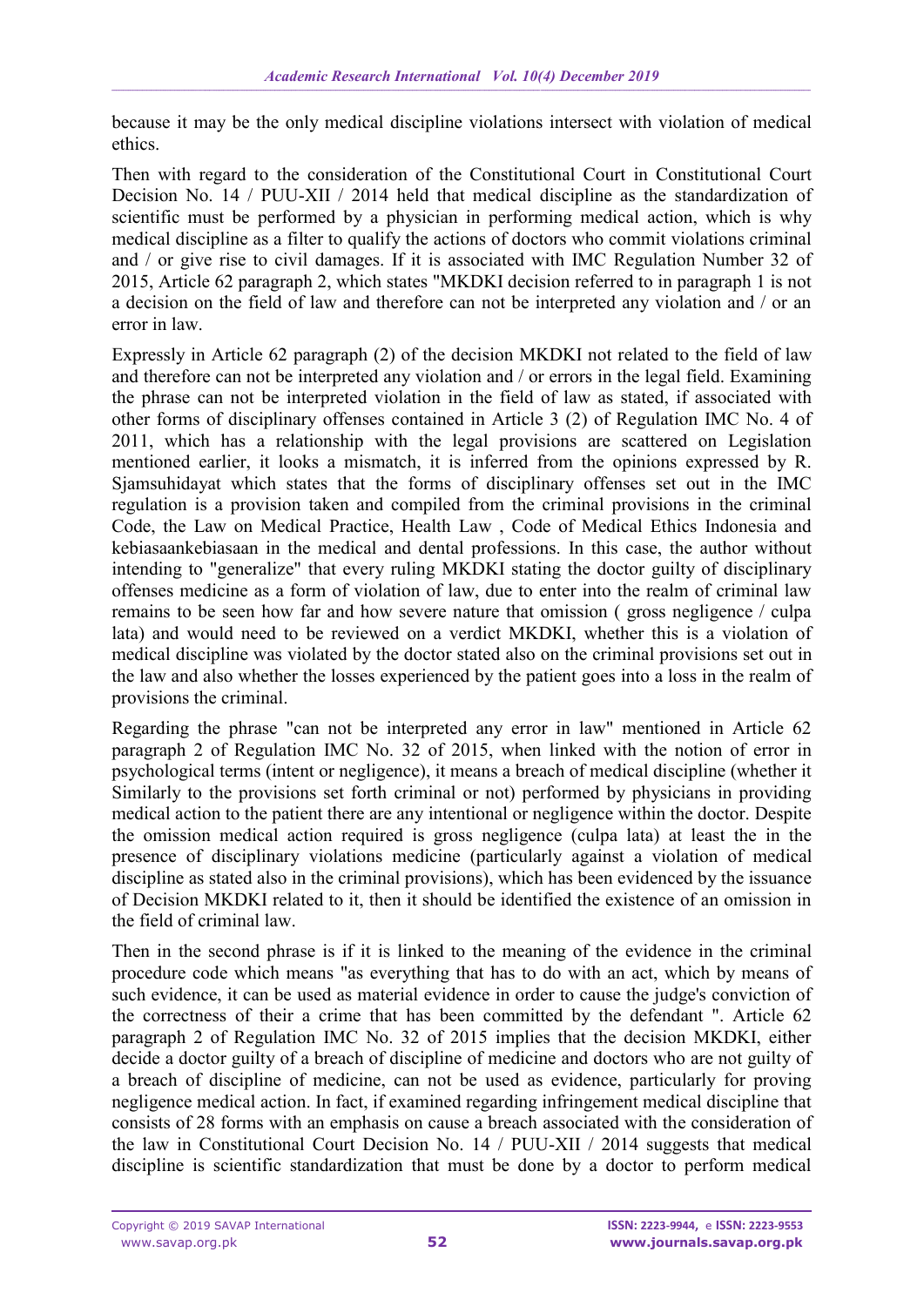because it may be the only medical discipline violations intersect with violation of medical ethics.

Then with regard to the consideration of the Constitutional Court in Constitutional Court Decision No. 14 / PUU-XII / 2014 held that medical discipline as the standardization of scientific must be performed by a physician in performing medical action, which is why medical discipline as a filter to qualify the actions of doctors who commit violations criminal and / or give rise to civil damages. If it is associated with IMC Regulation Number 32 of 2015, Article 62 paragraph 2, which states "MKDKI decision referred to in paragraph 1 is not a decision on the field of law and therefore can not be interpreted any violation and / or an error in law.

Expressly in Article 62 paragraph (2) of the decision MKDKI not related to the field of law and therefore can not be interpreted any violation and / or errors in the legal field. Examining the phrase can not be interpreted violation in the field of law as stated, if associated with other forms of disciplinary offenses contained in Article 3 (2) of Regulation IMC No. 4 of 2011, which has a relationship with the legal provisions are scattered on Legislation mentioned earlier, it looks a mismatch, it is inferred from the opinions expressed by R. Sjamsuhidayat which states that the forms of disciplinary offenses set out in the IMC regulation is a provision taken and compiled from the criminal provisions in the criminal Code, the Law on Medical Practice, Health Law , Code of Medical Ethics Indonesia and kebiasaankebiasaan in the medical and dental professions. In this case, the author without intending to "generalize" that every ruling MKDKI stating the doctor guilty of disciplinary offenses medicine as a form of violation of law, due to enter into the realm of criminal law remains to be seen how far and how severe nature that omission ( gross negligence / culpa lata) and would need to be reviewed on a verdict MKDKI, whether this is a violation of medical discipline was violated by the doctor stated also on the criminal provisions set out in the law and also whether the losses experienced by the patient goes into a loss in the realm of provisions the criminal.

Regarding the phrase "can not be interpreted any error in law" mentioned in Article 62 paragraph 2 of Regulation IMC No. 32 of 2015, when linked with the notion of error in psychological terms (intent or negligence), it means a breach of medical discipline (whether it Similarly to the provisions set forth criminal or not) performed by physicians in providing medical action to the patient there are any intentional or negligence within the doctor. Despite the omission medical action required is gross negligence (culpa lata) at least the in the presence of disciplinary violations medicine (particularly against a violation of medical discipline as stated also in the criminal provisions), which has been evidenced by the issuance of Decision MKDKI related to it, then it should be identified the existence of an omission in the field of criminal law.

Then in the second phrase is if it is linked to the meaning of the evidence in the criminal procedure code which means "as everything that has to do with an act, which by means of such evidence, it can be used as material evidence in order to cause the judge's conviction of the correctness of their a crime that has been committed by the defendant ". Article 62 paragraph 2 of Regulation IMC No. 32 of 2015 implies that the decision MKDKI, either decide a doctor guilty of a breach of discipline of medicine and doctors who are not guilty of a breach of discipline of medicine, can not be used as evidence, particularly for proving negligence medical action. In fact, if examined regarding infringement medical discipline that consists of 28 forms with an emphasis on cause a breach associated with the consideration of the law in Constitutional Court Decision No. 14 / PUU-XII / 2014 suggests that medical discipline is scientific standardization that must be done by a doctor to perform medical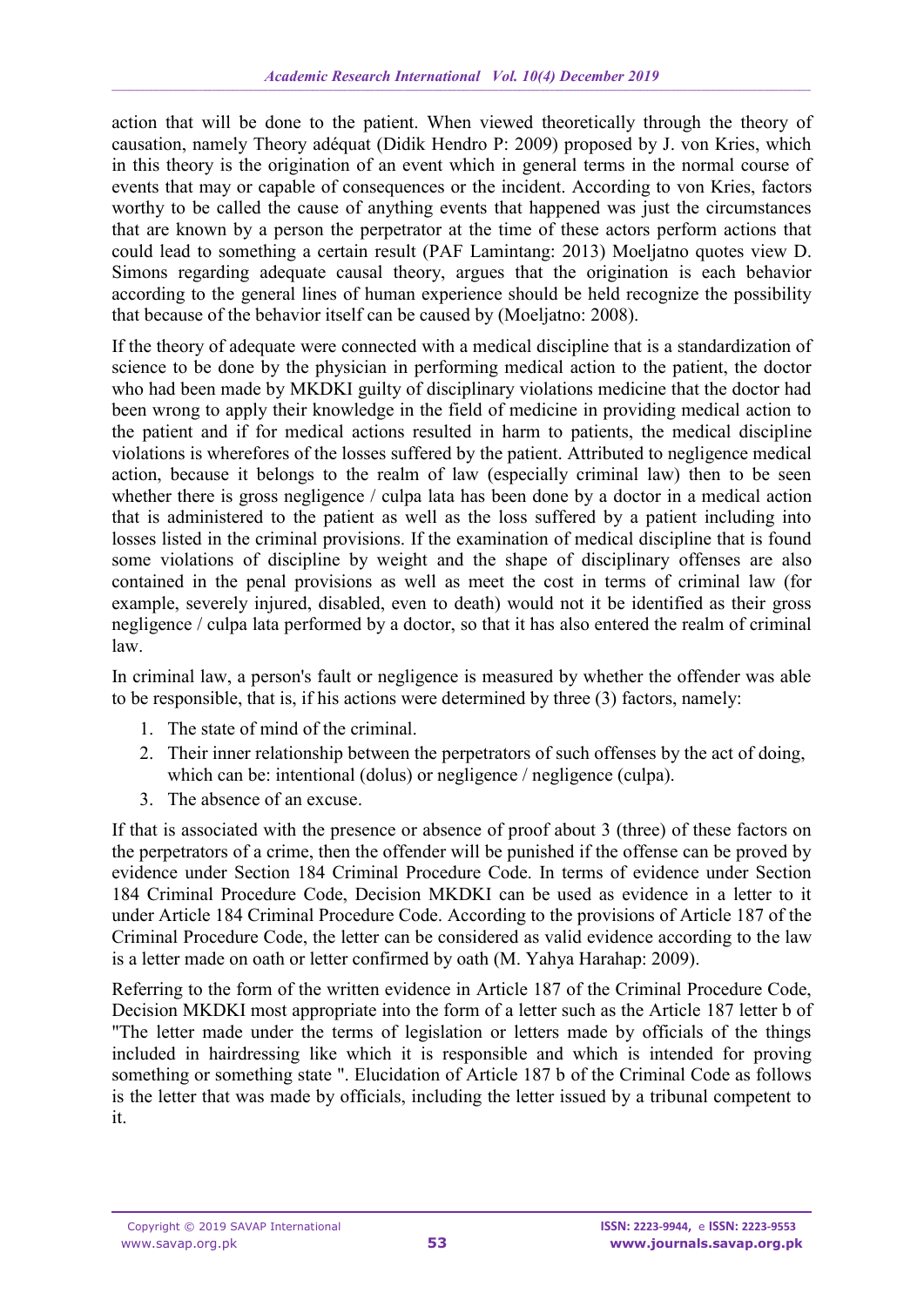action that will be done to the patient. When viewed theoretically through the theory of causation, namely Theory adéquat (Didik Hendro P: 2009) proposed by J. von Kries, which in this theory is the origination of an event which in general terms in the normal course of events that may or capable of consequences or the incident. According to von Kries, factors worthy to be called the cause of anything events that happened was just the circumstances that are known by a person the perpetrator at the time of these actors perform actions that could lead to something a certain result (PAF Lamintang: 2013) Moeljatno quotes view D. Simons regarding adequate causal theory, argues that the origination is each behavior according to the general lines of human experience should be held recognize the possibility that because of the behavior itself can be caused by (Moeljatno: 2008).

If the theory of adequate were connected with a medical discipline that is a standardization of science to be done by the physician in performing medical action to the patient, the doctor who had been made by MKDKI guilty of disciplinary violations medicine that the doctor had been wrong to apply their knowledge in the field of medicine in providing medical action to the patient and if for medical actions resulted in harm to patients, the medical discipline violations is wherefores of the losses suffered by the patient. Attributed to negligence medical action, because it belongs to the realm of law (especially criminal law) then to be seen whether there is gross negligence / culpa lata has been done by a doctor in a medical action that is administered to the patient as well as the loss suffered by a patient including into losses listed in the criminal provisions. If the examination of medical discipline that is found some violations of discipline by weight and the shape of disciplinary offenses are also contained in the penal provisions as well as meet the cost in terms of criminal law (for example, severely injured, disabled, even to death) would not it be identified as their gross negligence / culpa lata performed by a doctor, so that it has also entered the realm of criminal law.

In criminal law, a person's fault or negligence is measured by whether the offender was able to be responsible, that is, if his actions were determined by three (3) factors, namely:

1. The state of mind of the criminal.
2. Their inner relationship between the perpetrators of such offenses by the act of doing, which can be: intentional (dolus) or negligence / negligence (culpa).
3. The absence of an excuse.

If that is associated with the presence or absence of proof about 3 (three) of these factors on the perpetrators of a crime, then the offender will be punished if the offense can be proved by evidence under Section 184 Criminal Procedure Code. In terms of evidence under Section 184 Criminal Procedure Code, Decision MKDKI can be used as evidence in a letter to it under Article 184 Criminal Procedure Code. According to the provisions of Article 187 of the Criminal Procedure Code, the letter can be considered as valid evidence according to the law is a letter made on oath or letter confirmed by oath (M. Yahya Harahap: 2009).

Referring to the form of the written evidence in Article 187 of the Criminal Procedure Code, Decision MKDKI most appropriate into the form of a letter such as the Article 187 letter b of "The letter made under the terms of legislation or letters made by officials of the things included in hairdressing like which it is responsible and which is intended for proving something or something state ". Elucidation of Article 187 b of the Criminal Code as follows is the letter that was made by officials, including the letter issued by a tribunal competent to it.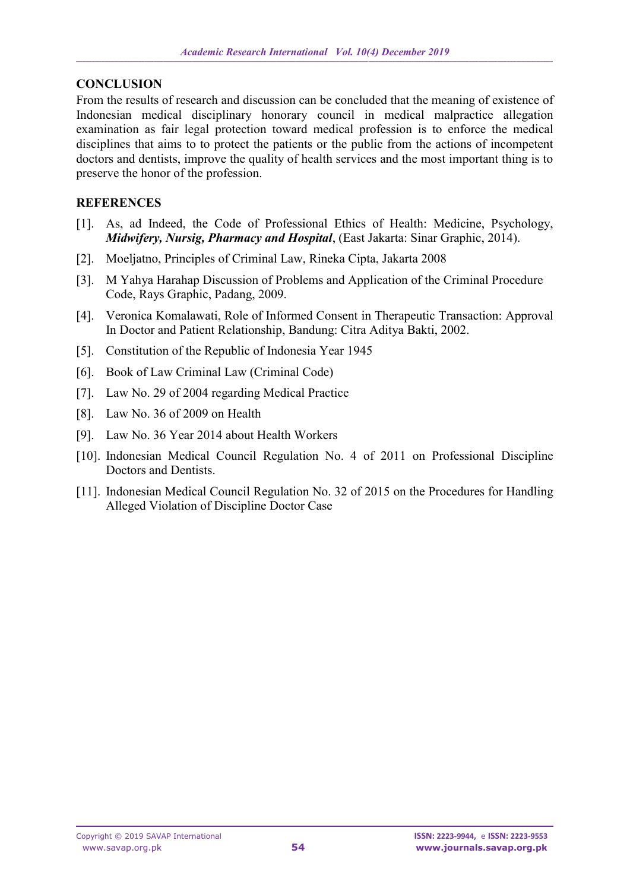## CONCLUSION

From the results of research and discussion can be concluded that the meaning of existence of Indonesian medical disciplinary honorary council in medical malpractice allegation examination as fair legal protection toward medical profession is to enforce the medical disciplines that aims to to protect the patients or the public from the actions of incompetent doctors and dentists, improve the quality of health services and the most important thing is to preserve the honor of the profession.

## REFERENCES

[1]. As, ad Indeed, the Code of Professional Ethics of Health: Medicine, Psychology, ***Midwifery, Nursig, Pharmacy and Hospital***, (East Jakarta: Sinar Graphic, 2014).

[2]. Moeljatno, Principles of Criminal Law, Rineka Cipta, Jakarta 2008

[3]. M Yahya Harahap Discussion of Problems and Application of the Criminal Procedure Code, Rays Graphic, Padang, 2009.

[4]. Veronica Komalawati, Role of Informed Consent in Therapeutic Transaction: Approval In Doctor and Patient Relationship, Bandung: Citra Aditya Bakti, 2002.

[5]. Constitution of the Republic of Indonesia Year 1945

[6]. Book of Law Criminal Law (Criminal Code)

[7]. Law No. 29 of 2004 regarding Medical Practice

[8]. Law No. 36 of 2009 on Health

[9]. Law No. 36 Year 2014 about Health Workers

[10]. Indonesian Medical Council Regulation No. 4 of 2011 on Professional Discipline Doctors and Dentists.

[11]. Indonesian Medical Council Regulation No. 32 of 2015 on the Procedures for Handling Alleged Violation of Discipline Doctor Case